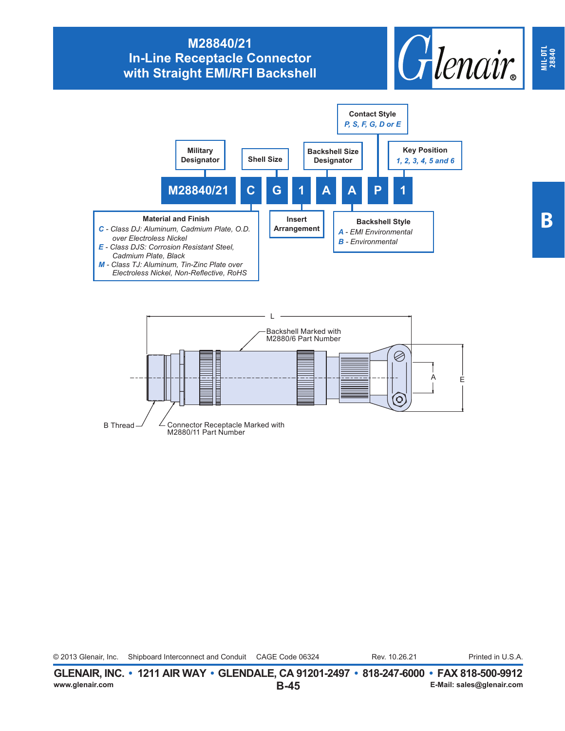# M28840/21
## In-Line Receptacle Connector with Straight EMI/RFI Backshell

MIL-DTL 28840

B

**Part Number Breakdown:** M28840/21 C G 1 A A P 1

- **Military Designator:** M28840/21
- **Material and Finish:** C
  - *C* - *Class DJ: Aluminum, Cadmium Plate, O.D. over Electroless Nickel*
  - *E* - *Class DJS: Corrosion Resistant Steel, Cadmium Plate, Black*
  - *M* - *Class TJ: Aluminum, Tin-Zinc Plate over Electroless Nickel, Non-Reflective, RoHS*
- **Shell Size:** G
- **Insert Arrangement:** 1
- **Backshell Size Designator:** A
- **Backshell Style:** A
  - *A* - *EMI Environmental*
  - *B* - *Environmental*
- **Contact Style:** P — *P, S, F, G, D or E*
- **Key Position:** 1 — *1, 2, 3, 4, 5 and 6*

Drawing labels: L; Backshell Marked with M2880/6 Part Number; A; E; B Thread; Connector Receptacle Marked with M2880/11 Part Number

© 2013 Glenair, Inc. Shipboard Interconnect and Conduit CAGE Code 06324 Rev. 10.26.21 Printed in U.S.A.

**GLENAIR, INC. • 1211 AIR WAY • GLENDALE, CA 91201-2497 • 818-247-6000 • FAX 818-500-9912**

www.glenair.com E-Mail: sales@glenair.com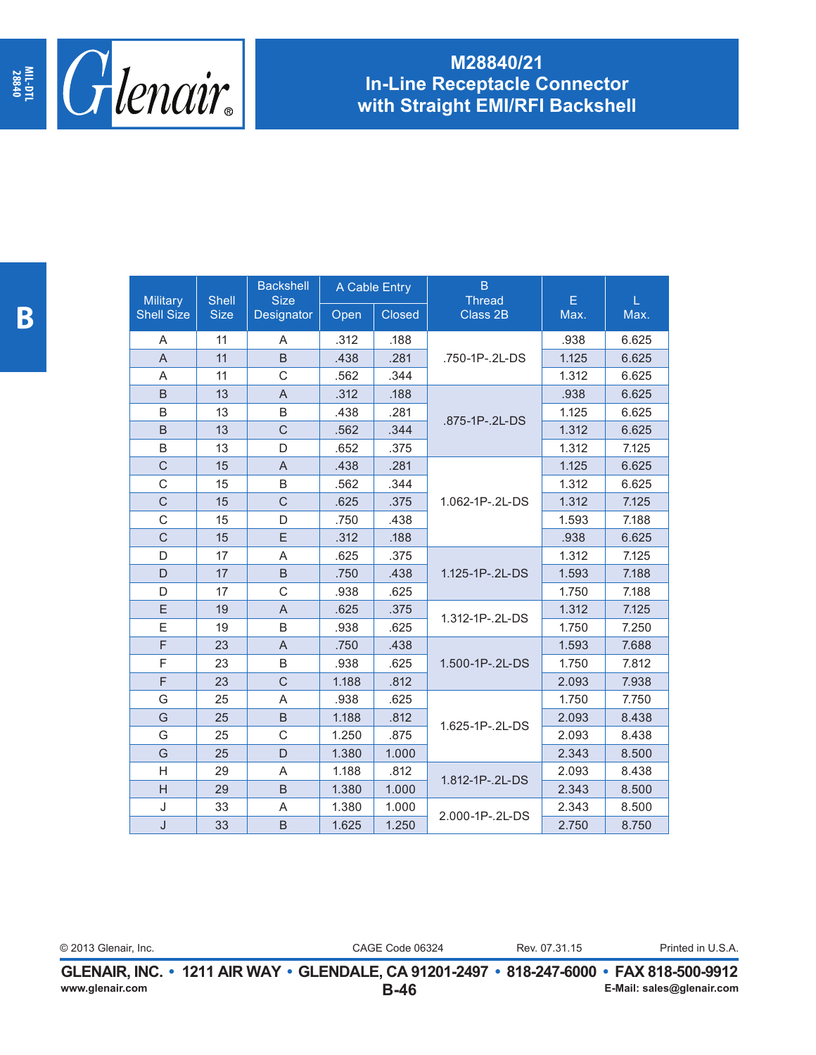# M28840/21
# In-Line Receptacle Connector with Straight EMI/RFI Backshell

| Military Shell Size | Shell Size | Backshell Size Designator | A Cable Entry | | B Thread Class 2B | E Max. | L Max. |
|---|---|---|---|---|---|---|---|
| | | | Open | Closed | | | |
| A | 11 | A | .312 | .188 | .750-1P-.2L-DS | .938 | 6.625 |
| A | 11 | B | .438 | .281 | .750-1P-.2L-DS | 1.125 | 6.625 |
| A | 11 | C | .562 | .344 | .750-1P-.2L-DS | 1.312 | 6.625 |
| B | 13 | A | .312 | .188 | .875-1P-.2L-DS | .938 | 6.625 |
| B | 13 | B | .438 | .281 | .875-1P-.2L-DS | 1.125 | 6.625 |
| B | 13 | C | .562 | .344 | .875-1P-.2L-DS | 1.312 | 6.625 |
| B | 13 | D | .652 | .375 | .875-1P-.2L-DS | 1.312 | 7.125 |
| C | 15 | A | .438 | .281 | 1.062-1P-.2L-DS | 1.125 | 6.625 |
| C | 15 | B | .562 | .344 | 1.062-1P-.2L-DS | 1.312 | 6.625 |
| C | 15 | C | .625 | .375 | 1.062-1P-.2L-DS | 1.312 | 7.125 |
| C | 15 | D | .750 | .438 | 1.062-1P-.2L-DS | 1.593 | 7.188 |
| C | 15 | E | .312 | .188 | 1.062-1P-.2L-DS | .938 | 6.625 |
| D | 17 | A | .625 | .375 | 1.125-1P-.2L-DS | 1.312 | 7.125 |
| D | 17 | B | .750 | .438 | 1.125-1P-.2L-DS | 1.593 | 7.188 |
| D | 17 | C | .938 | .625 | 1.125-1P-.2L-DS | 1.750 | 7.188 |
| E | 19 | A | .625 | .375 | 1.312-1P-.2L-DS | 1.312 | 7.125 |
| E | 19 | B | .938 | .625 | 1.312-1P-.2L-DS | 1.750 | 7.250 |
| F | 23 | A | .750 | .438 | 1.500-1P-.2L-DS | 1.593 | 7.688 |
| F | 23 | B | .938 | .625 | 1.500-1P-.2L-DS | 1.750 | 7.812 |
| F | 23 | C | 1.188 | .812 | 1.500-1P-.2L-DS | 2.093 | 7.938 |
| G | 25 | A | .938 | .625 | 1.625-1P-.2L-DS | 1.750 | 7.750 |
| G | 25 | B | 1.188 | .812 | 1.625-1P-.2L-DS | 2.093 | 8.438 |
| G | 25 | C | 1.250 | .875 | 1.625-1P-.2L-DS | 2.093 | 8.438 |
| G | 25 | D | 1.380 | 1.000 | 1.625-1P-.2L-DS | 2.343 | 8.500 |
| H | 29 | A | 1.188 | .812 | 1.812-1P-.2L-DS | 2.093 | 8.438 |
| H | 29 | B | 1.380 | 1.000 | 1.812-1P-.2L-DS | 2.343 | 8.500 |
| J | 33 | A | 1.380 | 1.000 | 2.000-1P-.2L-DS | 2.343 | 8.500 |
| J | 33 | B | 1.625 | 1.250 | 2.000-1P-.2L-DS | 2.750 | 8.750 |

© 2013 Glenair, Inc. CAGE Code 06324 Rev. 07.31.15 Printed in U.S.A.

**GLENAIR, INC. • 1211 AIR WAY • GLENDALE, CA 91201-2497 • 818-247-6000 • FAX 818-500-9912**

www.glenair.com E-Mail: sales@glenair.com